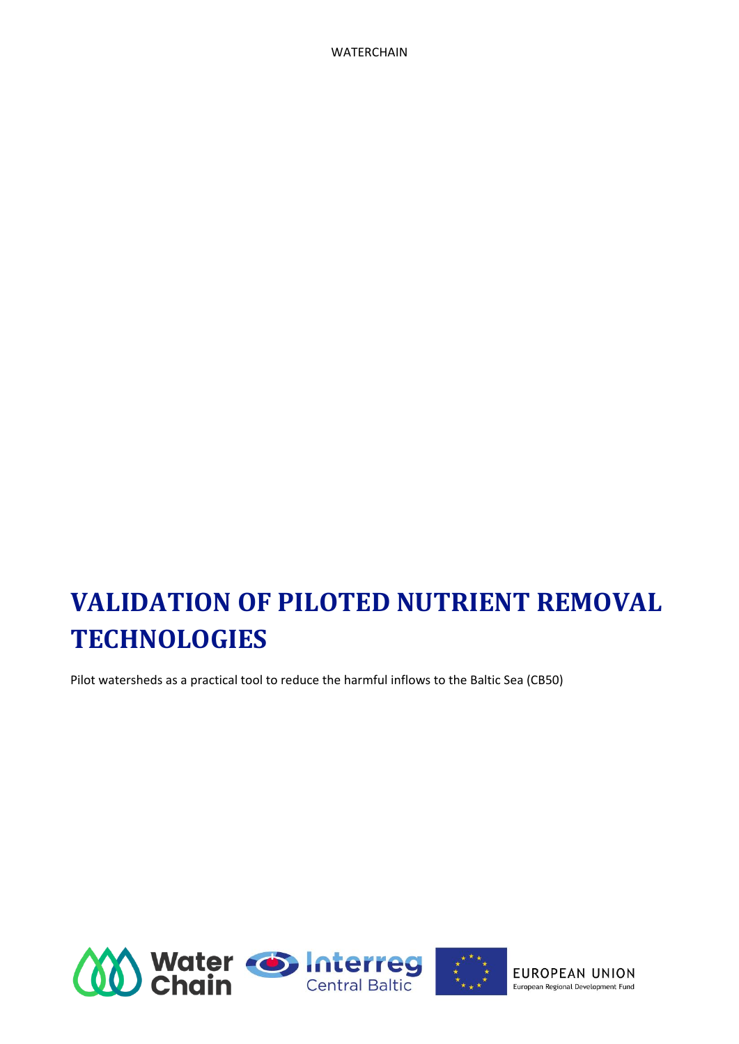# VALIDATION OF PILOTED NUTRIENT REMOVAL TECHNOLOGIES

Pilot watersheds as a practical tool to reduce the harmful inflows to the Baltic Sea (CB50)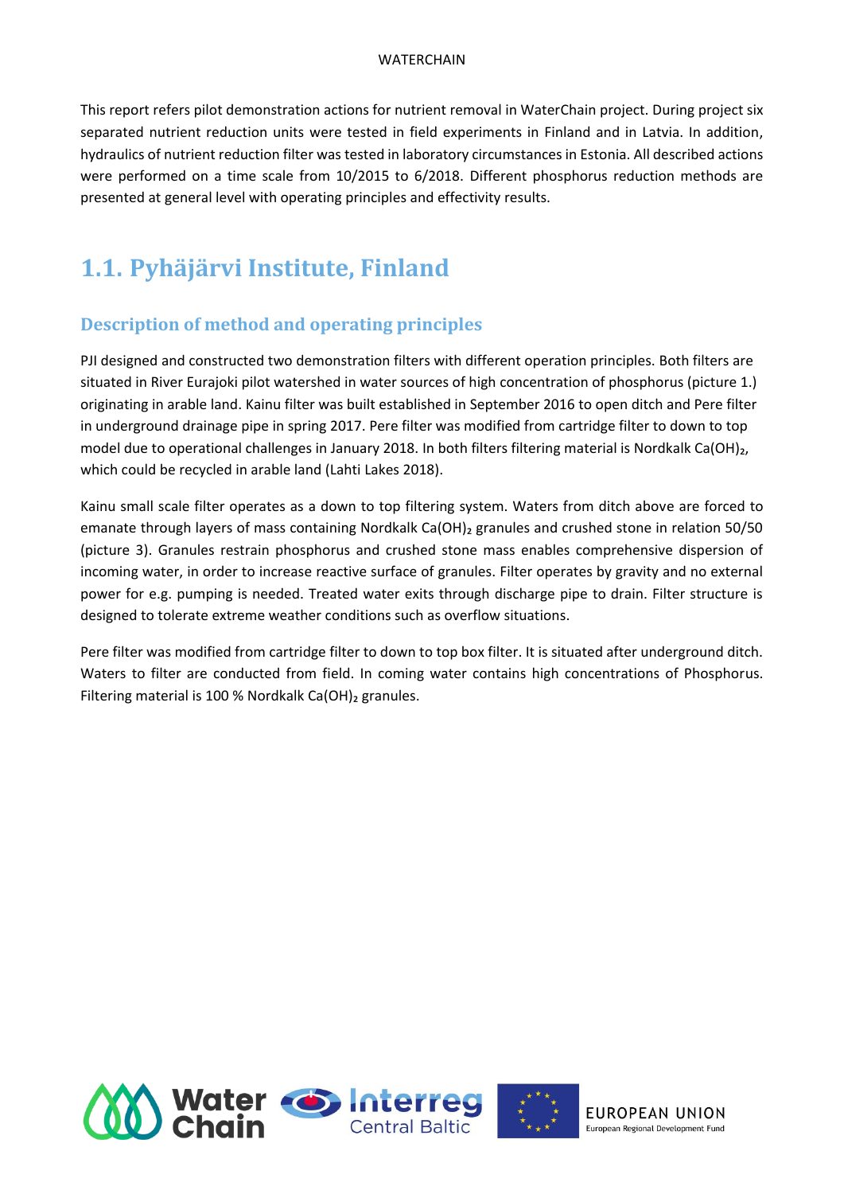This report refers pilot demonstration actions for nutrient removal in WaterChain project. During project six separated nutrient reduction units were tested in field experiments in Finland and in Latvia. In addition, hydraulics of nutrient reduction filter was tested in laboratory circumstances in Estonia. All described actions were performed on a time scale from 10/2015 to 6/2018. Different phosphorus reduction methods are presented at general level with operating principles and effectivity results.

# 1.1. Pyhäjärvi Institute, Finland

## Description of method and operating principles

PJI designed and constructed two demonstration filters with different operation principles. Both filters are situated in River Eurajoki pilot watershed in water sources of high concentration of phosphorus (picture 1.) originating in arable land. Kainu filter was built established in September 2016 to open ditch and Pere filter in underground drainage pipe in spring 2017. Pere filter was modified from cartridge filter to down to top model due to operational challenges in January 2018. In both filters filtering material is Nordkalk $Ca(OH)_2$, which could be recycled in arable land (Lahti Lakes 2018).

Kainu small scale filter operates as a down to top filtering system. Waters from ditch above are forced to emanate through layers of mass containing Nordkalk $Ca(OH)_2$ granules and crushed stone in relation 50/50 (picture 3). Granules restrain phosphorus and crushed stone mass enables comprehensive dispersion of incoming water, in order to increase reactive surface of granules. Filter operates by gravity and no external power for e.g. pumping is needed. Treated water exits through discharge pipe to drain. Filter structure is designed to tolerate extreme weather conditions such as overflow situations.

Pere filter was modified from cartridge filter to down to top box filter. It is situated after underground ditch. Waters to filter are conducted from field. In coming water contains high concentrations of Phosphorus. Filtering material is 100 % Nordkalk $Ca(OH)_2$ granules.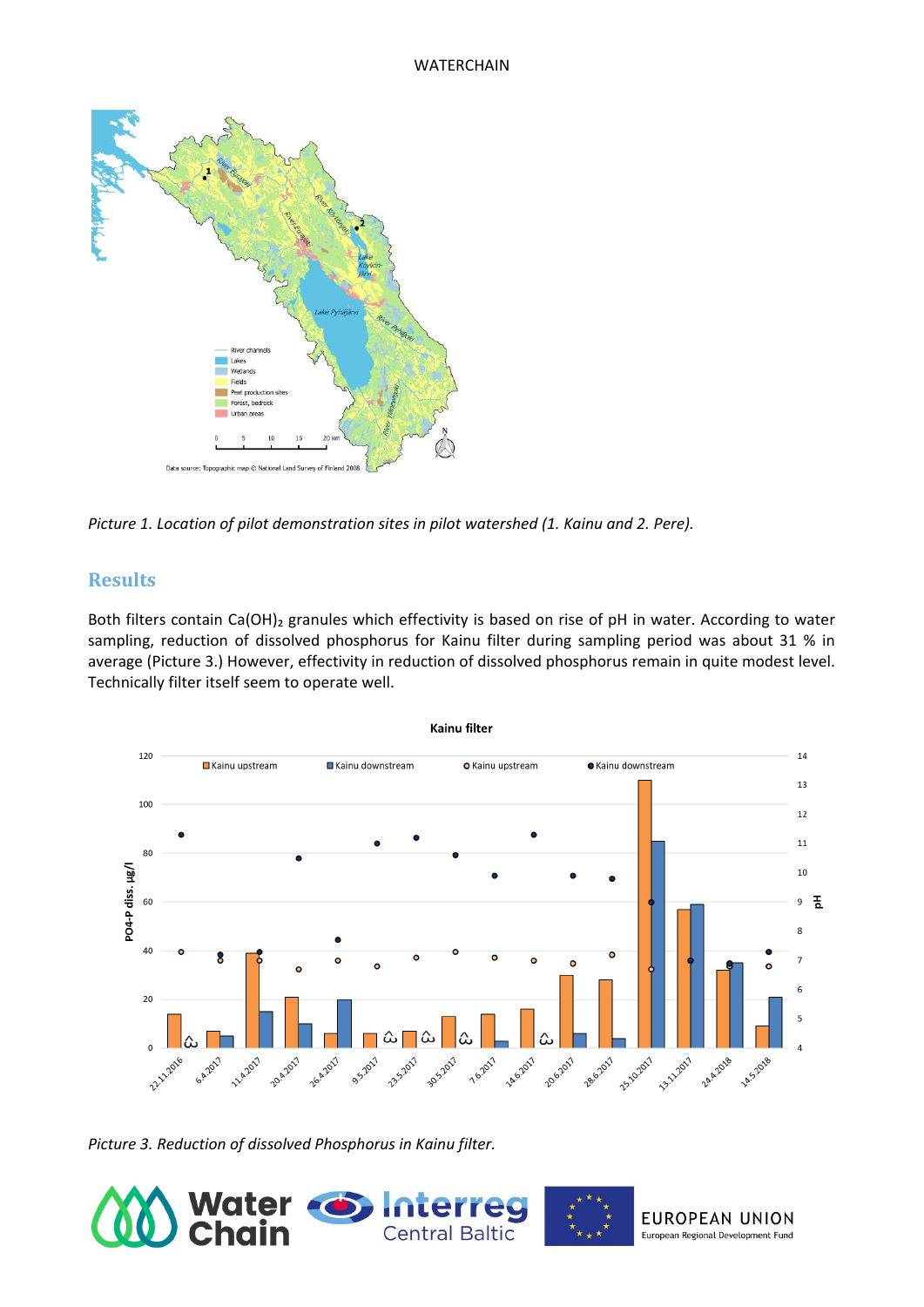*Picture 1. Location of pilot demonstration sites in pilot watershed (1. Kainu and 2. Pere).*

## Results

Both filters contain $Ca(OH)_2$ granules which effectivity is based on rise of pH in water. According to water sampling, reduction of dissolved phosphorus for Kainu filter during sampling period was about 31 % in average (Picture 3.) However, effectivity in reduction of dissolved phosphorus remain in quite modest level. Technically filter itself seem to operate well.

*Picture 3. Reduction of dissolved Phosphorus in Kainu filter.*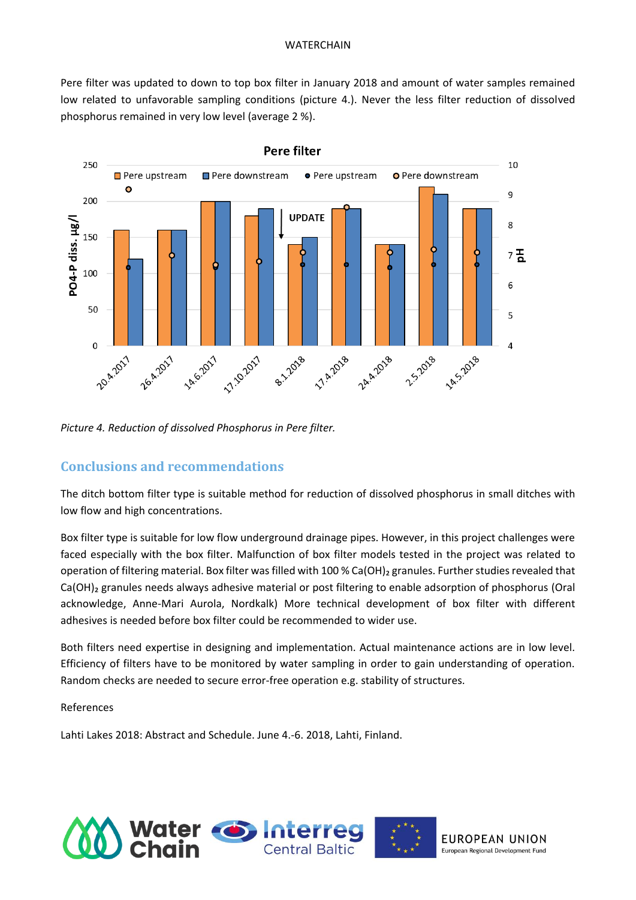Pere filter was updated to down to top box filter in January 2018 and amount of water samples remained low related to unfavorable sampling conditions (picture 4.). Never the less filter reduction of dissolved phosphorus remained in very low level (average 2 %).

*Picture 4. Reduction of dissolved Phosphorus in Pere filter.*

## Conclusions and recommendations

The ditch bottom filter type is suitable method for reduction of dissolved phosphorus in small ditches with low flow and high concentrations.

Box filter type is suitable for low flow underground drainage pipes. However, in this project challenges were faced especially with the box filter. Malfunction of box filter models tested in the project was related to operation of filtering material. Box filter was filled with 100 % $Ca(OH)_2$ granules. Further studies revealed that $Ca(OH)_2$ granules needs always adhesive material or post filtering to enable adsorption of phosphorus (Oral acknowledge, Anne-Mari Aurola, Nordkalk) More technical development of box filter with different adhesives is needed before box filter could be recommended to wider use.

Both filters need expertise in designing and implementation. Actual maintenance actions are in low level. Efficiency of filters have to be monitored by water sampling in order to gain understanding of operation. Random checks are needed to secure error-free operation e.g. stability of structures.

References

Lahti Lakes 2018: Abstract and Schedule. June 4.-6. 2018, Lahti, Finland.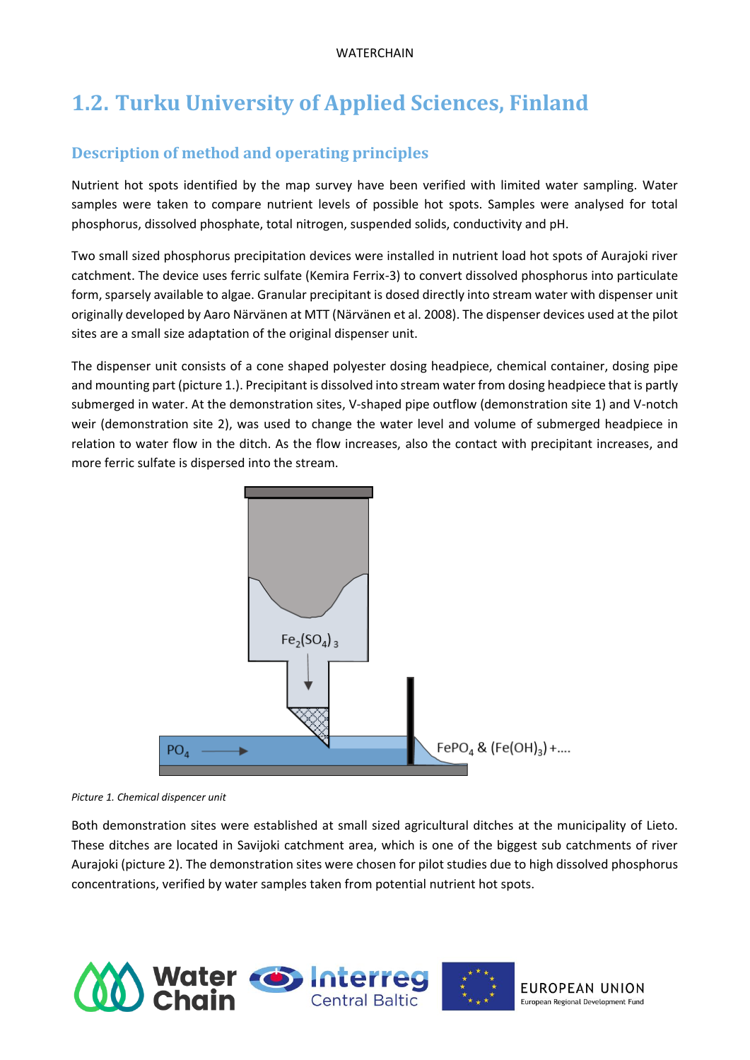## 1.2. Turku University of Applied Sciences, Finland

### Description of method and operating principles

Nutrient hot spots identified by the map survey have been verified with limited water sampling. Water samples were taken to compare nutrient levels of possible hot spots. Samples were analysed for total phosphorus, dissolved phosphate, total nitrogen, suspended solids, conductivity and pH.

Two small sized phosphorus precipitation devices were installed in nutrient load hot spots of Aurajoki river catchment. The device uses ferric sulfate (Kemira Ferrix-3) to convert dissolved phosphorus into particulate form, sparsely available to algae. Granular precipitant is dosed directly into stream water with dispenser unit originally developed by Aaro Närvänen at MTT (Närvänen et al. 2008). The dispenser devices used at the pilot sites are a small size adaptation of the original dispenser unit.

The dispenser unit consists of a cone shaped polyester dosing headpiece, chemical container, dosing pipe and mounting part (picture 1.). Precipitant is dissolved into stream water from dosing headpiece that is partly submerged in water. At the demonstration sites, V-shaped pipe outflow (demonstration site 1) and V-notch weir (demonstration site 2), was used to change the water level and volume of submerged headpiece in relation to water flow in the ditch. As the flow increases, also the contact with precipitant increases, and more ferric sulfate is dispersed into the stream.

*Picture 1. Chemical dispencer unit*

Both demonstration sites were established at small sized agricultural ditches at the municipality of Lieto. These ditches are located in Savijoki catchment area, which is one of the biggest sub catchments of river Aurajoki (picture 2). The demonstration sites were chosen for pilot studies due to high dissolved phosphorus concentrations, verified by water samples taken from potential nutrient hot spots.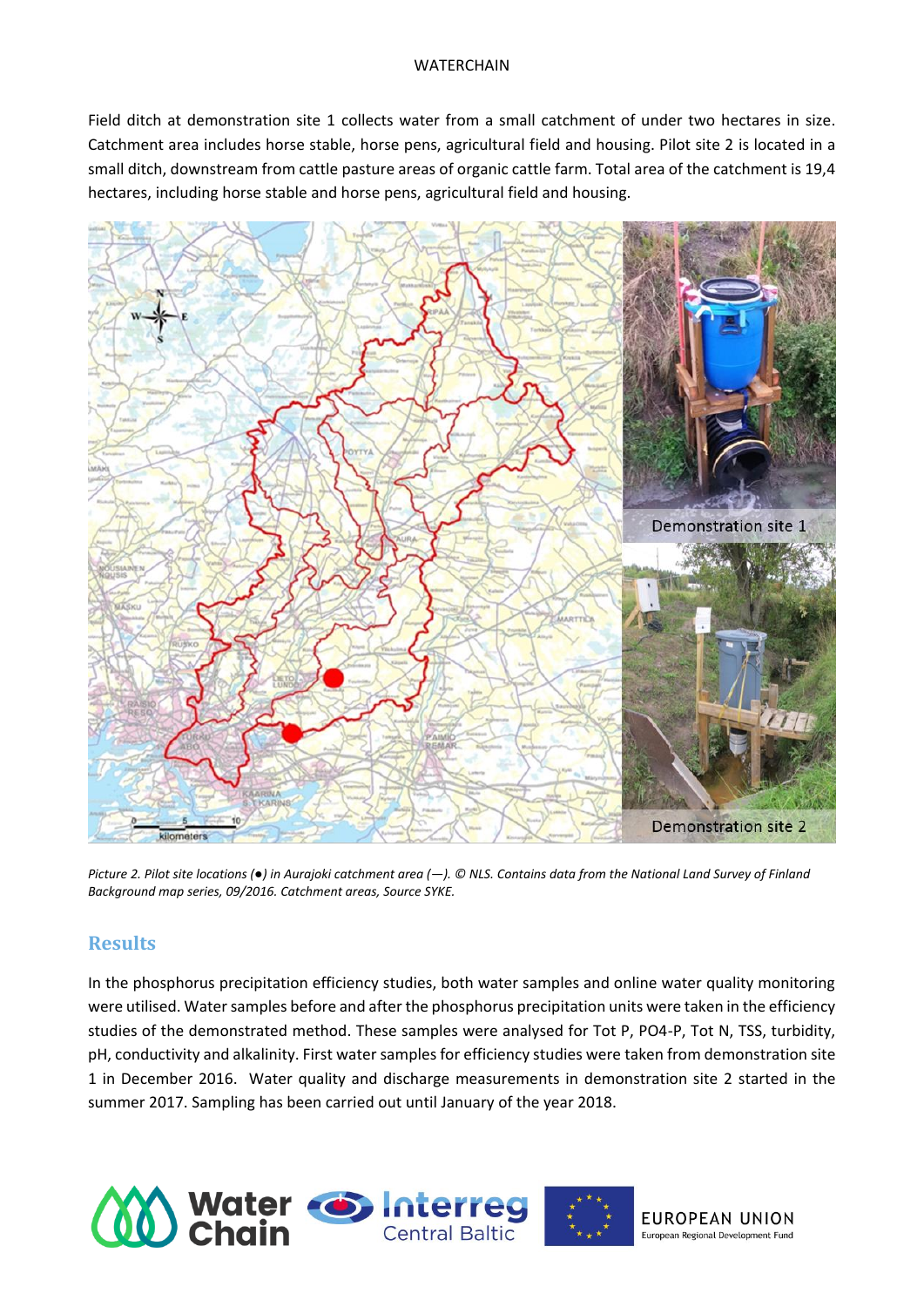Field ditch at demonstration site 1 collects water from a small catchment of under two hectares in size. Catchment area includes horse stable, horse pens, agricultural field and housing. Pilot site 2 is located in a small ditch, downstream from cattle pasture areas of organic cattle farm. Total area of the catchment is 19,4 hectares, including horse stable and horse pens, agricultural field and housing.

*Picture 2. Pilot site locations (●) in Aurajoki catchment area (—). © NLS. Contains data from the National Land Survey of Finland Background map series, 09/2016. Catchment areas, Source SYKE.*

## Results

In the phosphorus precipitation efficiency studies, both water samples and online water quality monitoring were utilised. Water samples before and after the phosphorus precipitation units were taken in the efficiency studies of the demonstrated method. These samples were analysed for Tot P, PO4-P, Tot N, TSS, turbidity, pH, conductivity and alkalinity. First water samples for efficiency studies were taken from demonstration site 1 in December 2016. Water quality and discharge measurements in demonstration site 2 started in the summer 2017. Sampling has been carried out until January of the year 2018.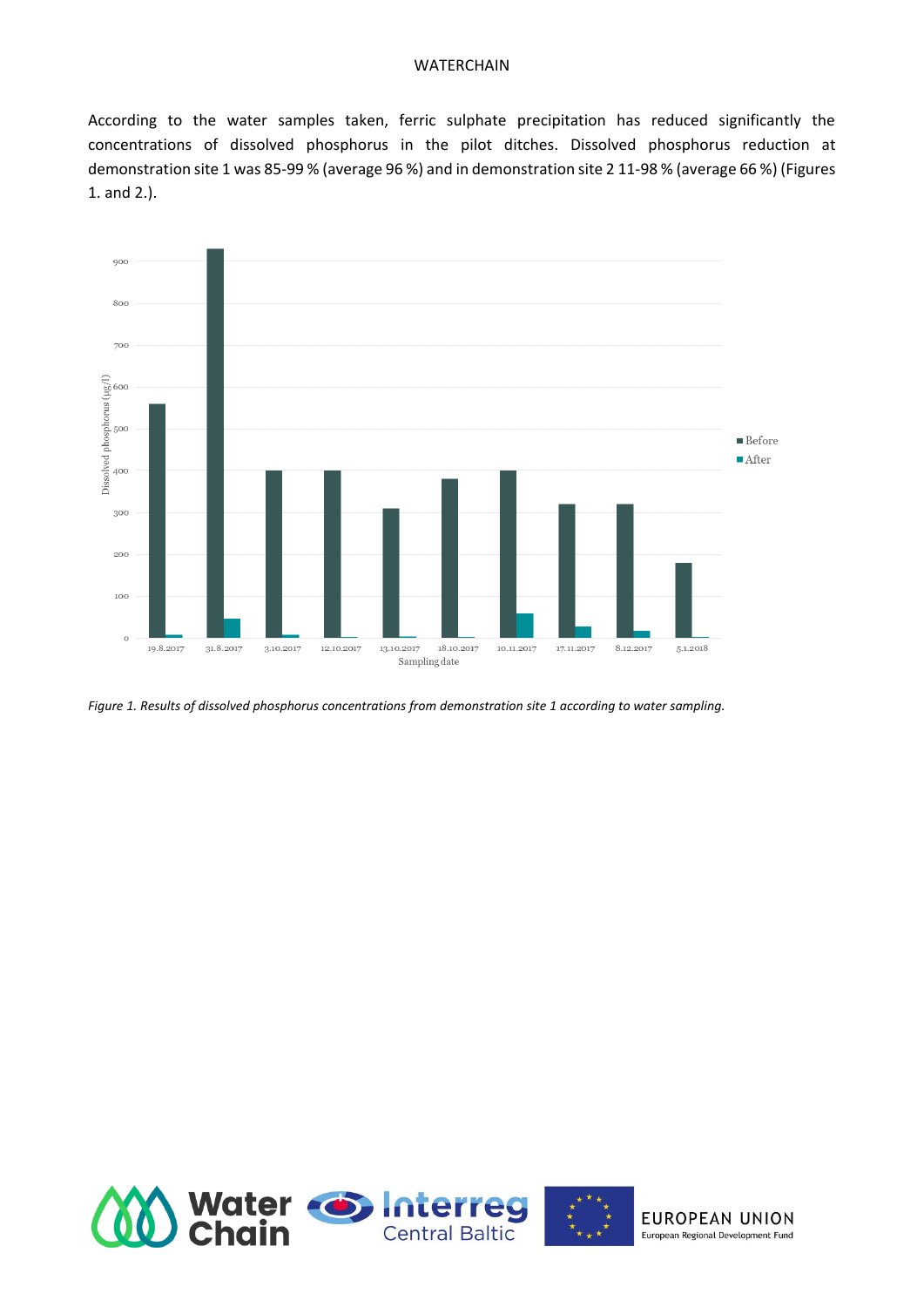According to the water samples taken, ferric sulphate precipitation has reduced significantly the concentrations of dissolved phosphorus in the pilot ditches. Dissolved phosphorus reduction at demonstration site 1 was 85-99 % (average 96 %) and in demonstration site 2 11-98 % (average 66 %) (Figures 1. and 2.).

*Figure 1. Results of dissolved phosphorus concentrations from demonstration site 1 according to water sampling.*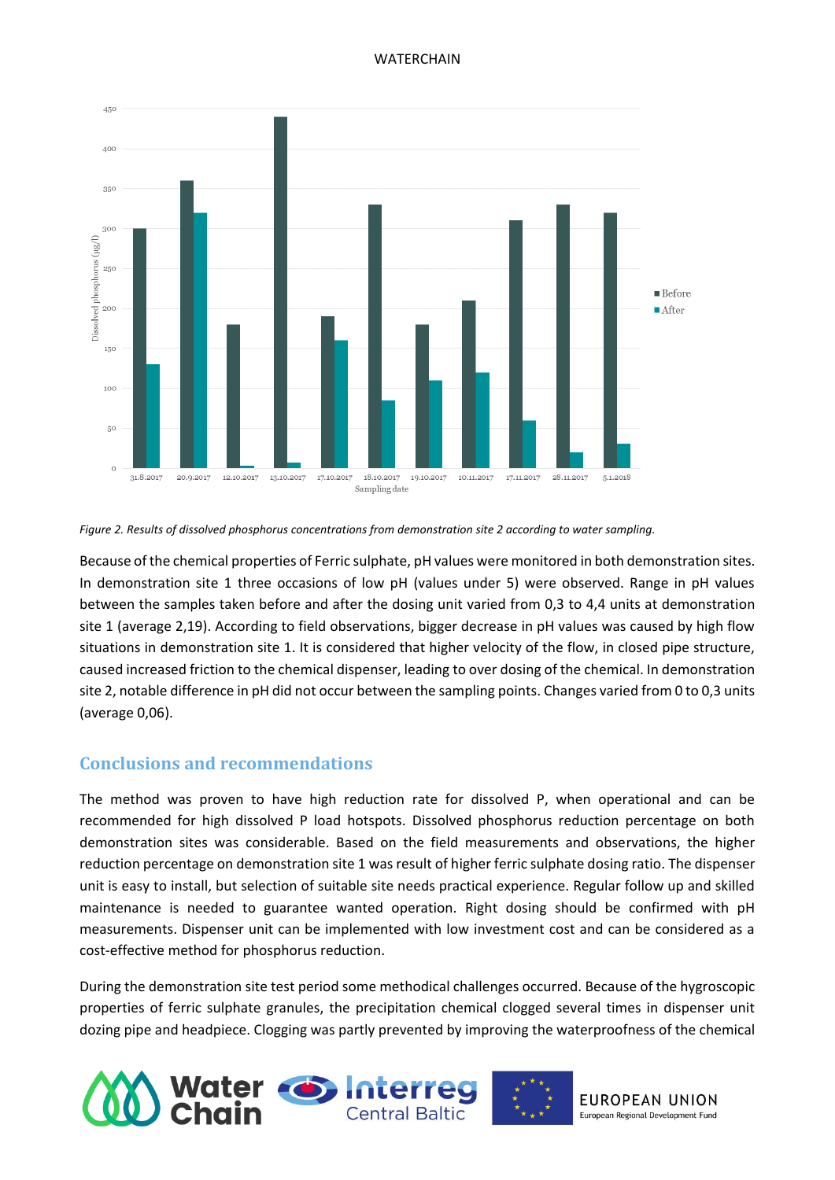Figure 2. Results of dissolved phosphorus concentrations from demonstration site 2 according to water sampling.

Because of the chemical properties of Ferric sulphate, pH values were monitored in both demonstration sites. In demonstration site 1 three occasions of low pH (values under 5) were observed. Range in pH values between the samples taken before and after the dosing unit varied from 0,3 to 4,4 units at demonstration site 1 (average 2,19). According to field observations, bigger decrease in pH values was caused by high flow situations in demonstration site 1. It is considered that higher velocity of the flow, in closed pipe structure, caused increased friction to the chemical dispenser, leading to over dosing of the chemical. In demonstration site 2, notable difference in pH did not occur between the sampling points. Changes varied from 0 to 0,3 units (average 0,06).

## Conclusions and recommendations

The method was proven to have high reduction rate for dissolved P, when operational and can be recommended for high dissolved P load hotspots. Dissolved phosphorus reduction percentage on both demonstration sites was considerable. Based on the field measurements and observations, the higher reduction percentage on demonstration site 1 was result of higher ferric sulphate dosing ratio. The dispenser unit is easy to install, but selection of suitable site needs practical experience. Regular follow up and skilled maintenance is needed to guarantee wanted operation. Right dosing should be confirmed with pH measurements. Dispenser unit can be implemented with low investment cost and can be considered as a cost-effective method for phosphorus reduction.

During the demonstration site test period some methodical challenges occurred. Because of the hygroscopic properties of ferric sulphate granules, the precipitation chemical clogged several times in dispenser unit dozing pipe and headpiece. Clogging was partly prevented by improving the waterproofness of the chemical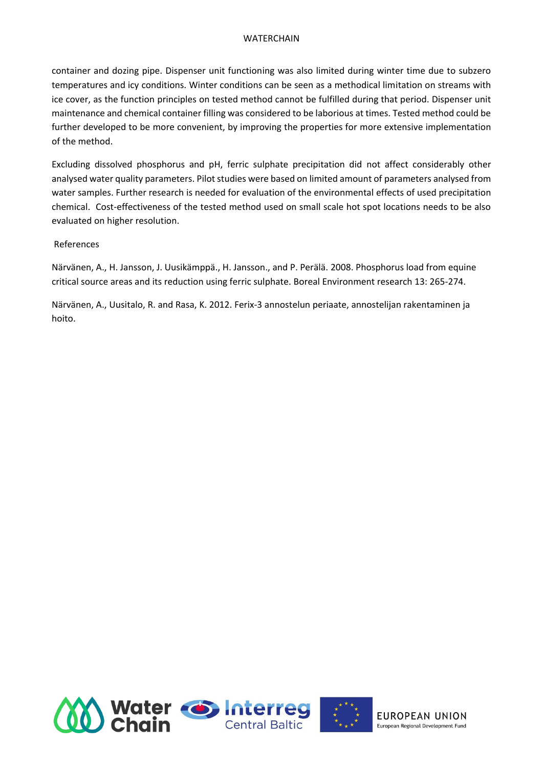container and dozing pipe. Dispenser unit functioning was also limited during winter time due to subzero temperatures and icy conditions. Winter conditions can be seen as a methodical limitation on streams with ice cover, as the function principles on tested method cannot be fulfilled during that period. Dispenser unit maintenance and chemical container filling was considered to be laborious at times. Tested method could be further developed to be more convenient, by improving the properties for more extensive implementation of the method.

Excluding dissolved phosphorus and pH, ferric sulphate precipitation did not affect considerably other analysed water quality parameters. Pilot studies were based on limited amount of parameters analysed from water samples. Further research is needed for evaluation of the environmental effects of used precipitation chemical. Cost-effectiveness of the tested method used on small scale hot spot locations needs to be also evaluated on higher resolution.

## References

Närvänen, A., H. Jansson, J. Uusikämppä., H. Jansson., and P. Perälä. 2008. Phosphorus load from equine critical source areas and its reduction using ferric sulphate. Boreal Environment research 13: 265-274.

Närvänen, A., Uusitalo, R. and Rasa, K. 2012. Ferix-3 annostelun periaate, annostelijan rakentaminen ja hoito.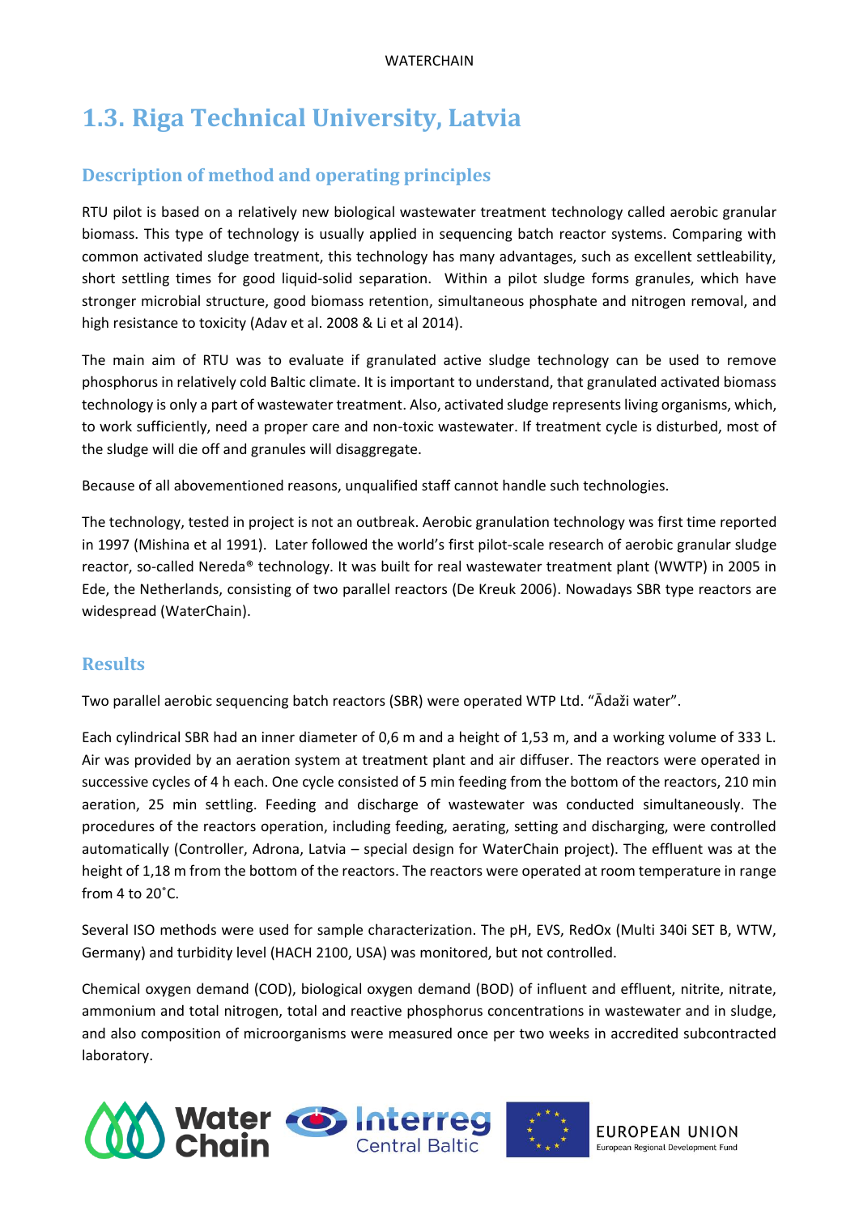## 1.3. Riga Technical University, Latvia

### Description of method and operating principles

RTU pilot is based on a relatively new biological wastewater treatment technology called aerobic granular biomass. This type of technology is usually applied in sequencing batch reactor systems. Comparing with common activated sludge treatment, this technology has many advantages, such as excellent settleability, short settling times for good liquid-solid separation. Within a pilot sludge forms granules, which have stronger microbial structure, good biomass retention, simultaneous phosphate and nitrogen removal, and high resistance to toxicity (Adav et al. 2008 & Li et al 2014).

The main aim of RTU was to evaluate if granulated active sludge technology can be used to remove phosphorus in relatively cold Baltic climate. It is important to understand, that granulated activated biomass technology is only a part of wastewater treatment. Also, activated sludge represents living organisms, which, to work sufficiently, need a proper care and non-toxic wastewater. If treatment cycle is disturbed, most of the sludge will die off and granules will disaggregate.

Because of all abovementioned reasons, unqualified staff cannot handle such technologies.

The technology, tested in project is not an outbreak. Aerobic granulation technology was first time reported in 1997 (Mishina et al 1991). Later followed the world's first pilot-scale research of aerobic granular sludge reactor, so-called Nereda® technology. It was built for real wastewater treatment plant (WWTP) in 2005 in Ede, the Netherlands, consisting of two parallel reactors (De Kreuk 2006). Nowadays SBR type reactors are widespread (WaterChain).

### Results

Two parallel aerobic sequencing batch reactors (SBR) were operated WTP Ltd. "Ādaži water".

Each cylindrical SBR had an inner diameter of 0,6 m and a height of 1,53 m, and a working volume of 333 L. Air was provided by an aeration system at treatment plant and air diffuser. The reactors were operated in successive cycles of 4 h each. One cycle consisted of 5 min feeding from the bottom of the reactors, 210 min aeration, 25 min settling. Feeding and discharge of wastewater was conducted simultaneously. The procedures of the reactors operation, including feeding, aerating, setting and discharging, were controlled automatically (Controller, Adrona, Latvia – special design for WaterChain project). The effluent was at the height of 1,18 m from the bottom of the reactors. The reactors were operated at room temperature in range from 4 to 20˚C.

Several ISO methods were used for sample characterization. The pH, EVS, RedOx (Multi 340i SET B, WTW, Germany) and turbidity level (HACH 2100, USA) was monitored, but not controlled.

Chemical oxygen demand (COD), biological oxygen demand (BOD) of influent and effluent, nitrite, nitrate, ammonium and total nitrogen, total and reactive phosphorus concentrations in wastewater and in sludge, and also composition of microorganisms were measured once per two weeks in accredited subcontracted laboratory.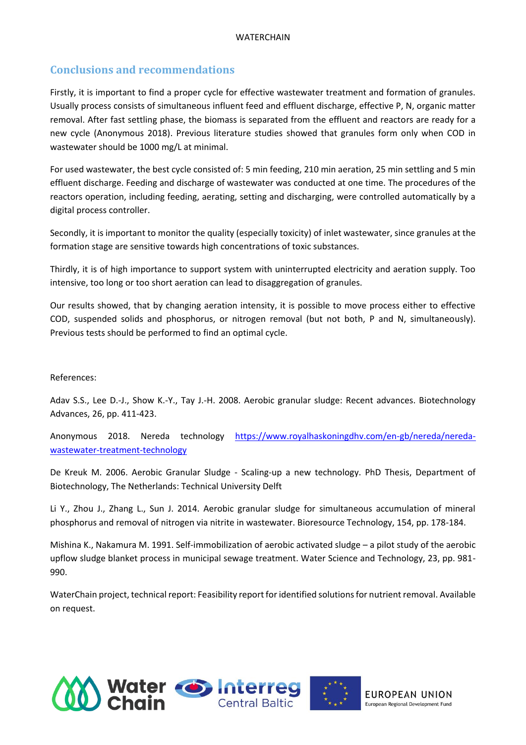## Conclusions and recommendations

Firstly, it is important to find a proper cycle for effective wastewater treatment and formation of granules. Usually process consists of simultaneous influent feed and effluent discharge, effective P, N, organic matter removal. After fast settling phase, the biomass is separated from the effluent and reactors are ready for a new cycle (Anonymous 2018). Previous literature studies showed that granules form only when COD in wastewater should be 1000 mg/L at minimal.

For used wastewater, the best cycle consisted of: 5 min feeding, 210 min aeration, 25 min settling and 5 min effluent discharge. Feeding and discharge of wastewater was conducted at one time. The procedures of the reactors operation, including feeding, aerating, setting and discharging, were controlled automatically by a digital process controller.

Secondly, it is important to monitor the quality (especially toxicity) of inlet wastewater, since granules at the formation stage are sensitive towards high concentrations of toxic substances.

Thirdly, it is of high importance to support system with uninterrupted electricity and aeration supply. Too intensive, too long or too short aeration can lead to disaggregation of granules.

Our results showed, that by changing aeration intensity, it is possible to move process either to effective COD, suspended solids and phosphorus, or nitrogen removal (but not both, P and N, simultaneously). Previous tests should be performed to find an optimal cycle.

References:

Adav S.S., Lee D.-J., Show K.-Y., Tay J.-H. 2008. Aerobic granular sludge: Recent advances. Biotechnology Advances, 26, pp. 411-423.

Anonymous 2018. Nereda technology https://www.royalhaskoningdhv.com/en-gb/nereda/nereda-wastewater-treatment-technology

De Kreuk M. 2006. Aerobic Granular Sludge - Scaling-up a new technology. PhD Thesis, Department of Biotechnology, The Netherlands: Technical University Delft

Li Y., Zhou J., Zhang L., Sun J. 2014. Aerobic granular sludge for simultaneous accumulation of mineral phosphorus and removal of nitrogen via nitrite in wastewater. Bioresource Technology, 154, pp. 178-184.

Mishina K., Nakamura M. 1991. Self-immobilization of aerobic activated sludge – a pilot study of the aerobic upflow sludge blanket process in municipal sewage treatment. Water Science and Technology, 23, pp. 981-990.

WaterChain project, technical report: Feasibility report for identified solutions for nutrient removal. Available on request.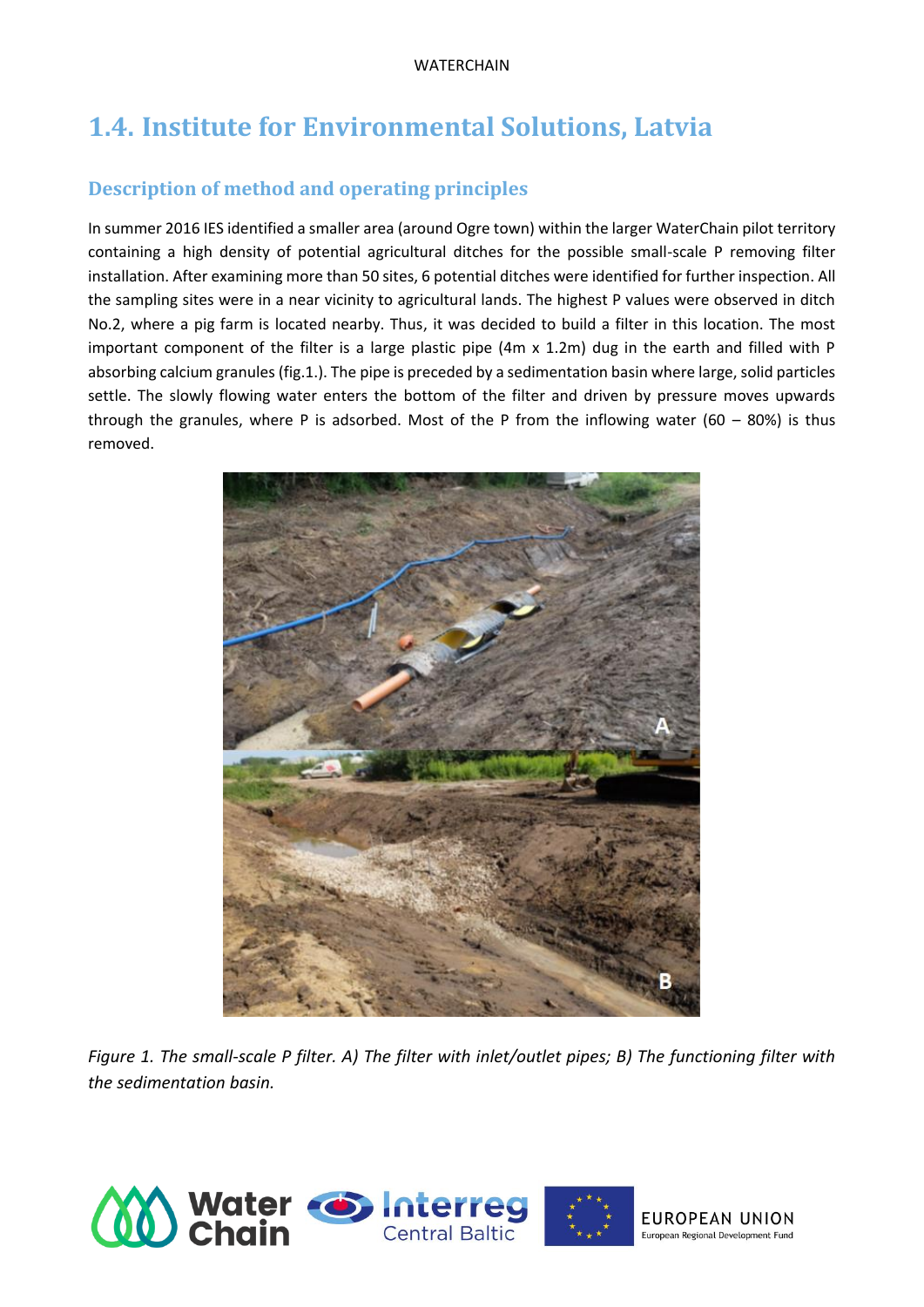## 1.4. Institute for Environmental Solutions, Latvia

### Description of method and operating principles

In summer 2016 IES identified a smaller area (around Ogre town) within the larger WaterChain pilot territory containing a high density of potential agricultural ditches for the possible small-scale P removing filter installation. After examining more than 50 sites, 6 potential ditches were identified for further inspection. All the sampling sites were in a near vicinity to agricultural lands. The highest P values were observed in ditch No.2, where a pig farm is located nearby. Thus, it was decided to build a filter in this location. The most important component of the filter is a large plastic pipe (4m x 1.2m) dug in the earth and filled with P absorbing calcium granules (fig.1.). The pipe is preceded by a sedimentation basin where large, solid particles settle. The slowly flowing water enters the bottom of the filter and driven by pressure moves upwards through the granules, where P is adsorbed. Most of the P from the inflowing water (60 – 80%) is thus removed.

*Figure 1. The small-scale P filter. A) The filter with inlet/outlet pipes; B) The functioning filter with the sedimentation basin.*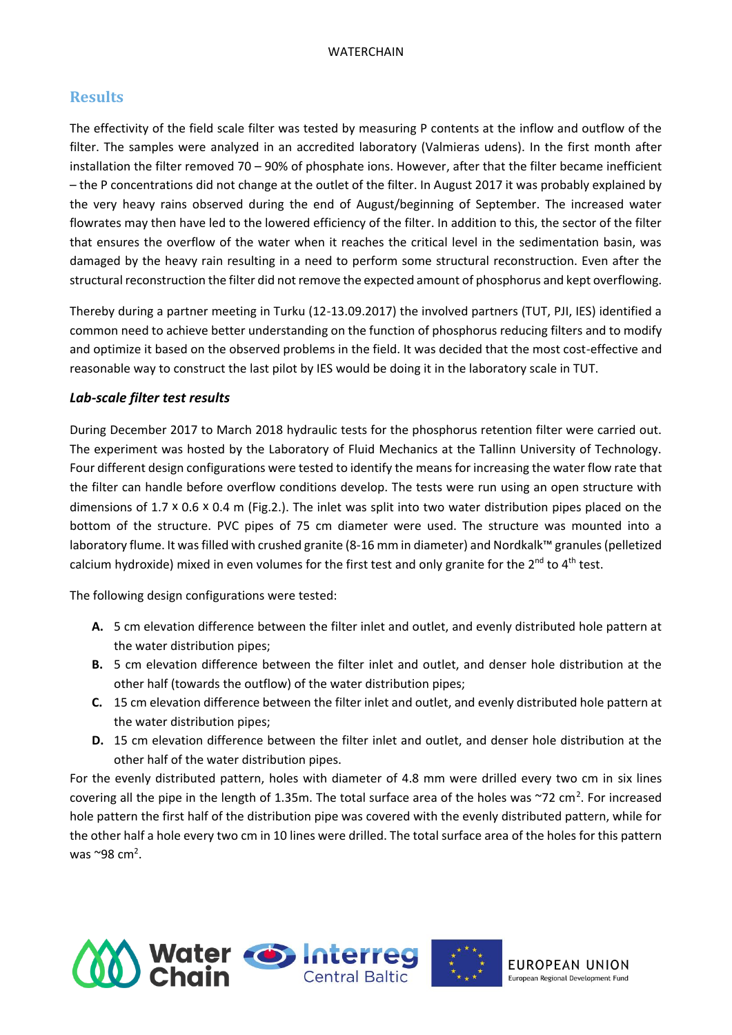## Results

The effectivity of the field scale filter was tested by measuring P contents at the inflow and outflow of the filter. The samples were analyzed in an accredited laboratory (Valmieras udens). In the first month after installation the filter removed 70 – 90% of phosphate ions. However, after that the filter became inefficient – the P concentrations did not change at the outlet of the filter. In August 2017 it was probably explained by the very heavy rains observed during the end of August/beginning of September. The increased water flowrates may then have led to the lowered efficiency of the filter. In addition to this, the sector of the filter that ensures the overflow of the water when it reaches the critical level in the sedimentation basin, was damaged by the heavy rain resulting in a need to perform some structural reconstruction. Even after the structural reconstruction the filter did not remove the expected amount of phosphorus and kept overflowing.

Thereby during a partner meeting in Turku (12-13.09.2017) the involved partners (TUT, PJI, IES) identified a common need to achieve better understanding on the function of phosphorus reducing filters and to modify and optimize it based on the observed problems in the field. It was decided that the most cost-effective and reasonable way to construct the last pilot by IES would be doing it in the laboratory scale in TUT.

### *Lab-scale filter test results*

During December 2017 to March 2018 hydraulic tests for the phosphorus retention filter were carried out. The experiment was hosted by the Laboratory of Fluid Mechanics at the Tallinn University of Technology. Four different design configurations were tested to identify the means for increasing the water flow rate that the filter can handle before overflow conditions develop. The tests were run using an open structure with dimensions of 1.7 x 0.6 x 0.4 m (Fig.2.). The inlet was split into two water distribution pipes placed on the bottom of the structure. PVC pipes of 75 cm diameter were used. The structure was mounted into a laboratory flume. It was filled with crushed granite (8-16 mm in diameter) and Nordkalk™ granules (pelletized calcium hydroxide) mixed in even volumes for the first test and only granite for the 2nd to 4th test.

The following design configurations were tested:

- **A.** 5 cm elevation difference between the filter inlet and outlet, and evenly distributed hole pattern at the water distribution pipes;
- **B.** 5 cm elevation difference between the filter inlet and outlet, and denser hole distribution at the other half (towards the outflow) of the water distribution pipes;
- **C.** 15 cm elevation difference between the filter inlet and outlet, and evenly distributed hole pattern at the water distribution pipes;
- **D.** 15 cm elevation difference between the filter inlet and outlet, and denser hole distribution at the other half of the water distribution pipes.

For the evenly distributed pattern, holes with diameter of 4.8 mm were drilled every two cm in six lines covering all the pipe in the length of 1.35m. The total surface area of the holes was ~72 $cm^2$. For increased hole pattern the first half of the distribution pipe was covered with the evenly distributed pattern, while for the other half a hole every two cm in 10 lines were drilled. The total surface area of the holes for this pattern was ~98 $cm^2$.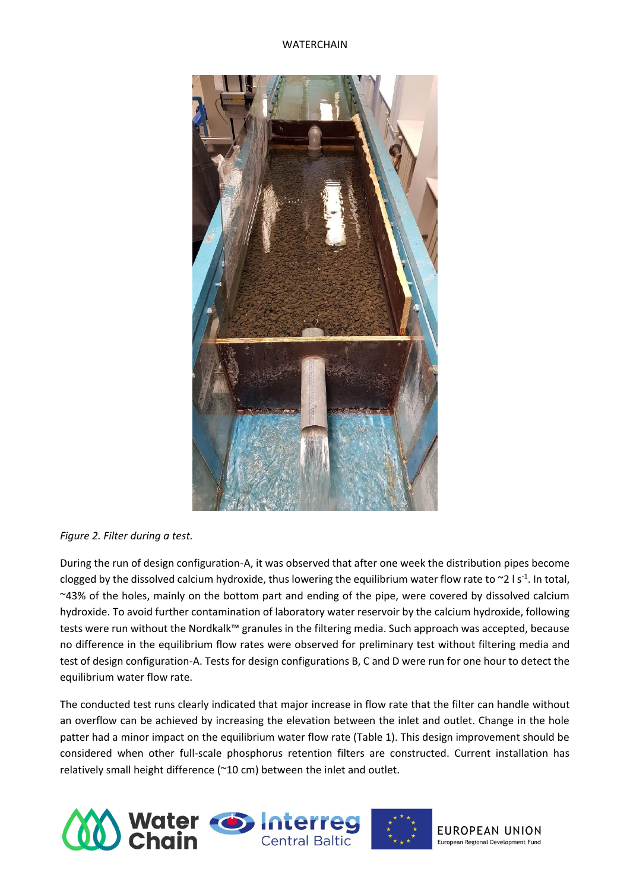*Figure 2. Filter during a test.*

During the run of design configuration-A, it was observed that after one week the distribution pipes become clogged by the dissolved calcium hydroxide, thus lowering the equilibrium water flow rate to ~2 l $s^{-1}$. In total, ~43% of the holes, mainly on the bottom part and ending of the pipe, were covered by dissolved calcium hydroxide. To avoid further contamination of laboratory water reservoir by the calcium hydroxide, following tests were run without the Nordkalk™ granules in the filtering media. Such approach was accepted, because no difference in the equilibrium flow rates were observed for preliminary test without filtering media and test of design configuration-A. Tests for design configurations B, C and D were run for one hour to detect the equilibrium water flow rate.

The conducted test runs clearly indicated that major increase in flow rate that the filter can handle without an overflow can be achieved by increasing the elevation between the inlet and outlet. Change in the hole patter had a minor impact on the equilibrium water flow rate (Table 1). This design improvement should be considered when other full-scale phosphorus retention filters are constructed. Current installation has relatively small height difference (~10 cm) between the inlet and outlet.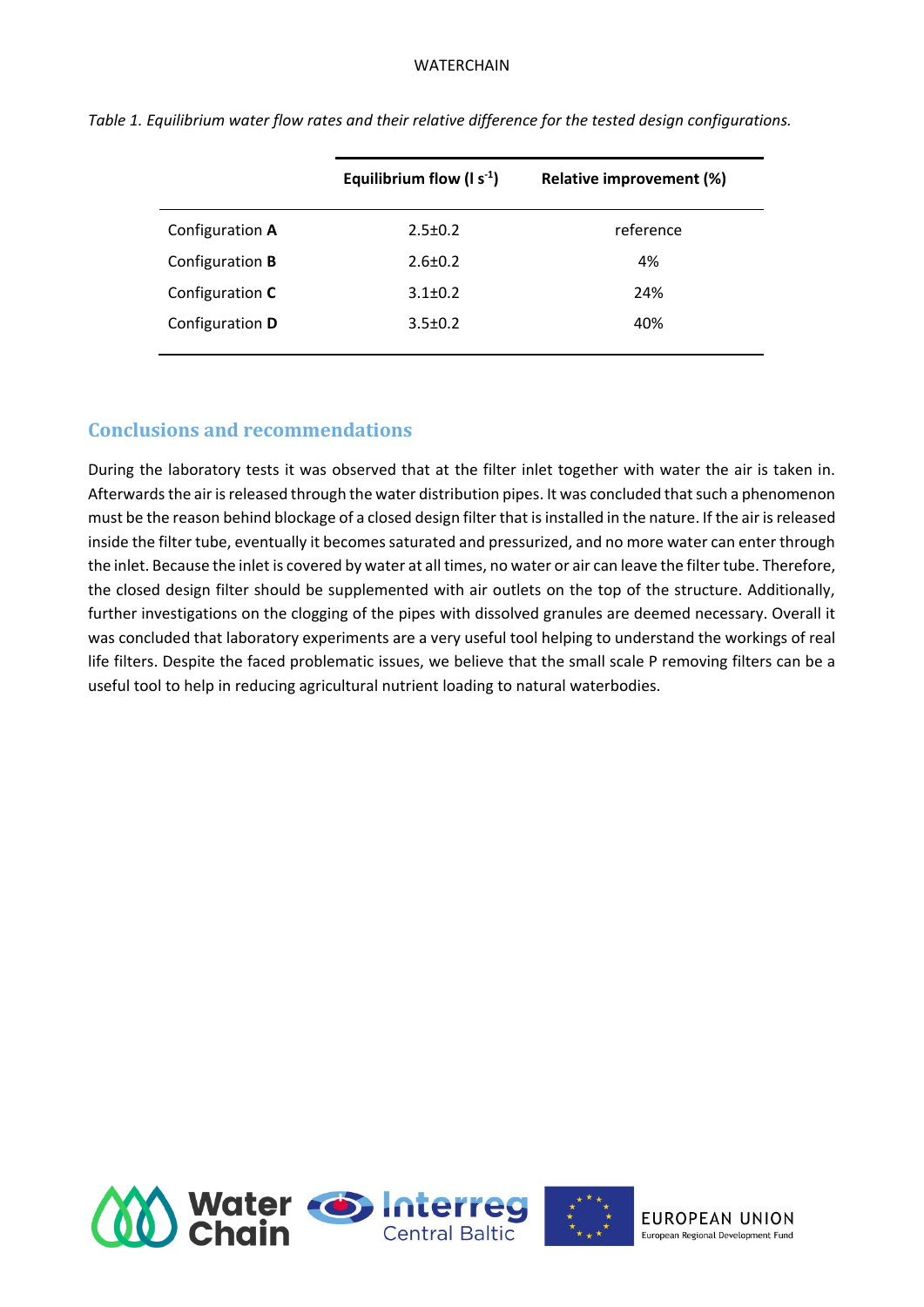*Table 1. Equilibrium water flow rates and their relative difference for the tested design configurations.*

| | Equilibrium flow (l $s^{-1}$) | Relative improvement (%) |
|---|---|---|
| Configuration **A** | 2.5±0.2 | reference |
| Configuration **B** | 2.6±0.2 | 4% |
| Configuration **C** | 3.1±0.2 | 24% |
| Configuration **D** | 3.5±0.2 | 40% |

## Conclusions and recommendations

During the laboratory tests it was observed that at the filter inlet together with water the air is taken in. Afterwards the air is released through the water distribution pipes. It was concluded that such a phenomenon must be the reason behind blockage of a closed design filter that is installed in the nature. If the air is released inside the filter tube, eventually it becomes saturated and pressurized, and no more water can enter through the inlet. Because the inlet is covered by water at all times, no water or air can leave the filter tube. Therefore, the closed design filter should be supplemented with air outlets on the top of the structure. Additionally, further investigations on the clogging of the pipes with dissolved granules are deemed necessary. Overall it was concluded that laboratory experiments are a very useful tool helping to understand the workings of real life filters. Despite the faced problematic issues, we believe that the small scale P removing filters can be a useful tool to help in reducing agricultural nutrient loading to natural waterbodies.